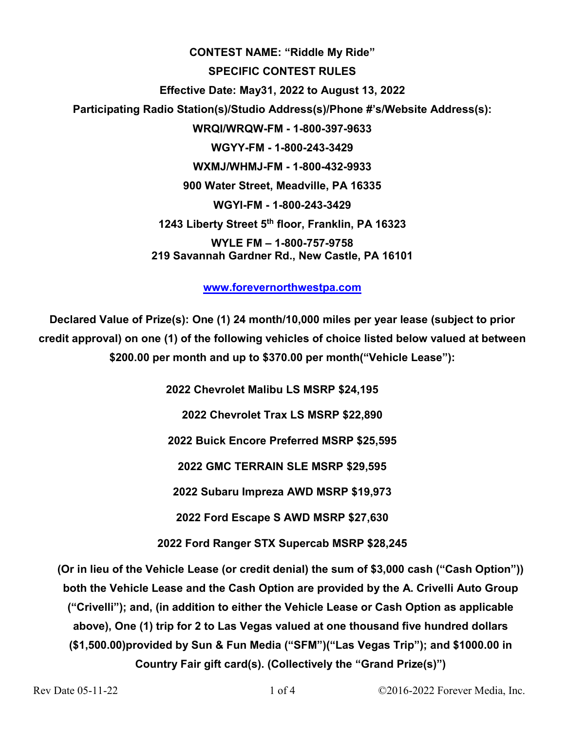**CONTEST NAME: "Riddle My Ride"**

**SPECIFIC CONTEST RULES**

**Effective Date: May31, 2022 to August 13, 2022**

**Participating Radio Station(s)/Studio Address(s)/Phone #'s/Website Address(s):**

**WRQI/WRQW-FM - 1-800-397-9633**

**WGYY-FM - 1-800-243-3429**

**WXMJ/WHMJ-FM - 1-800-432-9933**

**900 Water Street, Meadville, PA 16335**

**WGYI-FM - 1-800-243-3429**

**1243 Liberty Street 5th floor, Franklin, PA 16323**

**WYLE FM – 1-800-757-9758**
**219 Savannah Gardner Rd., New Castle, PA 16101**

**www.forevernorthwestpa.com**

**Declared Value of Prize(s): One (1) 24 month/10,000 miles per year lease (subject to prior credit approval) on one (1) of the following vehicles of choice listed below valued at between $200.00 per month and up to $370.00 per month("Vehicle Lease"):**

**2022 Chevrolet Malibu LS MSRP $24,195**

**2022 Chevrolet Trax LS MSRP $22,890**

**2022 Buick Encore Preferred MSRP $25,595**

**2022 GMC TERRAIN SLE MSRP $29,595**

**2022 Subaru Impreza AWD MSRP $19,973**

**2022 Ford Escape S AWD MSRP $27,630**

**2022 Ford Ranger STX Supercab MSRP $28,245**

**(Or in lieu of the Vehicle Lease (or credit denial) the sum of $3,000 cash ("Cash Option")) both the Vehicle Lease and the Cash Option are provided by the A. Crivelli Auto Group ("Crivelli"); and, (in addition to either the Vehicle Lease or Cash Option as applicable above), One (1) trip for 2 to Las Vegas valued at one thousand five hundred dollars ($1,500.00)provided by Sun & Fun Media ("SFM")("Las Vegas Trip"); and $1000.00 in Country Fair gift card(s). (Collectively the "Grand Prize(s)")**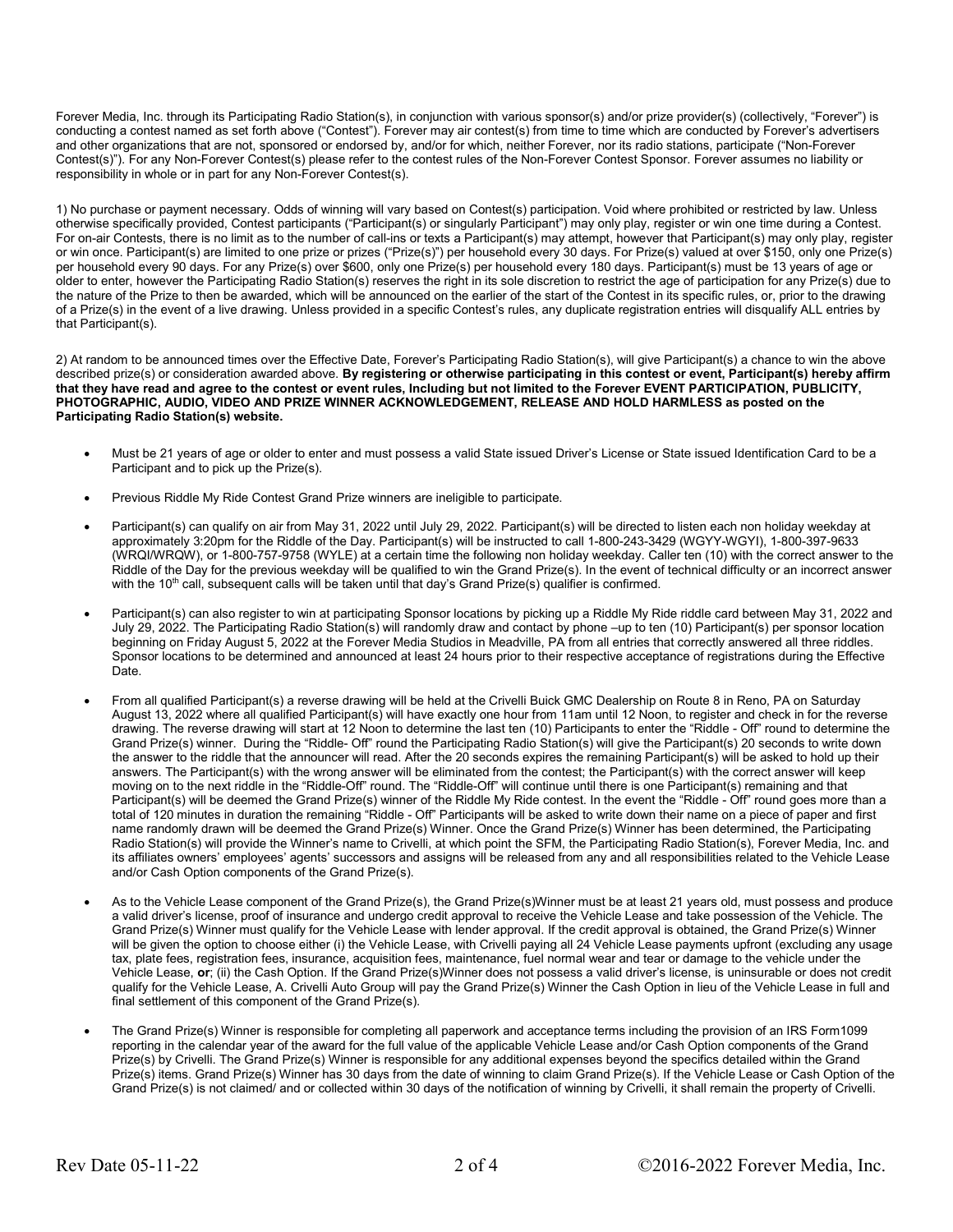Forever Media, Inc. through its Participating Radio Station(s), in conjunction with various sponsor(s) and/or prize provider(s) (collectively, "Forever") is conducting a contest named as set forth above ("Contest"). Forever may air contest(s) from time to time which are conducted by Forever's advertisers and other organizations that are not, sponsored or endorsed by, and/or for which, neither Forever, nor its radio stations, participate ("Non-Forever Contest(s)"). For any Non-Forever Contest(s) please refer to the contest rules of the Non-Forever Contest Sponsor. Forever assumes no liability or responsibility in whole or in part for any Non-Forever Contest(s).

1) No purchase or payment necessary. Odds of winning will vary based on Contest(s) participation. Void where prohibited or restricted by law. Unless otherwise specifically provided, Contest participants ("Participant(s) or singularly Participant") may only play, register or win one time during a Contest. For on-air Contests, there is no limit as to the number of call-ins or texts a Participant(s) may attempt, however that Participant(s) may only play, register or win once. Participant(s) are limited to one prize or prizes ("Prize(s)") per household every 30 days. For Prize(s) valued at over $150, only one Prize(s) per household every 90 days. For any Prize(s) over $600, only one Prize(s) per household every 180 days. Participant(s) must be 13 years of age or older to enter, however the Participating Radio Station(s) reserves the right in its sole discretion to restrict the age of participation for any Prize(s) due to the nature of the Prize to then be awarded, which will be announced on the earlier of the start of the Contest in its specific rules, or, prior to the drawing of a Prize(s) in the event of a live drawing. Unless provided in a specific Contest's rules, any duplicate registration entries will disqualify ALL entries by that Participant(s).

2) At random to be announced times over the Effective Date, Forever's Participating Radio Station(s), will give Participant(s) a chance to win the above described prize(s) or consideration awarded above. **By registering or otherwise participating in this contest or event, Participant(s) hereby affirm that they have read and agree to the contest or event rules, Including but not limited to the Forever EVENT PARTICIPATION, PUBLICITY, PHOTOGRAPHIC, AUDIO, VIDEO AND PRIZE WINNER ACKNOWLEDGEMENT, RELEASE AND HOLD HARMLESS as posted on the Participating Radio Station(s) website.**

- Must be 21 years of age or older to enter and must possess a valid State issued Driver's License or State issued Identification Card to be a Participant and to pick up the Prize(s).

- Previous Riddle My Ride Contest Grand Prize winners are ineligible to participate.

- Participant(s) can qualify on air from May 31, 2022 until July 29, 2022. Participant(s) will be directed to listen each non holiday weekday at approximately 3:20pm for the Riddle of the Day. Participant(s) will be instructed to call 1-800-243-3429 (WGYY-WGYI), 1-800-397-9633 (WRQI/WRQW), or 1-800-757-9758 (WYLE) at a certain time the following non holiday weekday. Caller ten (10) with the correct answer to the Riddle of the Day for the previous weekday will be qualified to win the Grand Prize(s). In the event of technical difficulty or an incorrect answer with the 10th call, subsequent calls will be taken until that day's Grand Prize(s) qualifier is confirmed.

- Participant(s) can also register to win at participating Sponsor locations by picking up a Riddle My Ride riddle card between May 31, 2022 and July 29, 2022. The Participating Radio Station(s) will randomly draw and contact by phone –up to ten (10) Participant(s) per sponsor location beginning on Friday August 5, 2022 at the Forever Media Studios in Meadville, PA from all entries that correctly answered all three riddles. Sponsor locations to be determined and announced at least 24 hours prior to their respective acceptance of registrations during the Effective Date.

- From all qualified Participant(s) a reverse drawing will be held at the Crivelli Buick GMC Dealership on Route 8 in Reno, PA on Saturday August 13, 2022 where all qualified Participant(s) will have exactly one hour from 11am until 12 Noon, to register and check in for the reverse drawing. The reverse drawing will start at 12 Noon to determine the last ten (10) Participants to enter the "Riddle - Off" round to determine the Grand Prize(s) winner. During the "Riddle- Off" round the Participating Radio Station(s) will give the Participant(s) 20 seconds to write down the answer to the riddle that the announcer will read. After the 20 seconds expires the remaining Participant(s) will be asked to hold up their answers. The Participant(s) with the wrong answer will be eliminated from the contest; the Participant(s) with the correct answer will keep moving on to the next riddle in the "Riddle-Off" round. The "Riddle-Off" will continue until there is one Participant(s) remaining and that Participant(s) will be deemed the Grand Prize(s) winner of the Riddle My Ride contest. In the event the "Riddle - Off" round goes more than a total of 120 minutes in duration the remaining "Riddle - Off" Participants will be asked to write down their name on a piece of paper and first name randomly drawn will be deemed the Grand Prize(s) Winner. Once the Grand Prize(s) Winner has been determined, the Participating Radio Station(s) will provide the Winner's name to Crivelli, at which point the SFM, the Participating Radio Station(s), Forever Media, Inc. and its affiliates owners' employees' agents' successors and assigns will be released from any and all responsibilities related to the Vehicle Lease and/or Cash Option components of the Grand Prize(s).

- As to the Vehicle Lease component of the Grand Prize(s), the Grand Prize(s)Winner must be at least 21 years old, must possess and produce a valid driver's license, proof of insurance and undergo credit approval to receive the Vehicle Lease and take possession of the Vehicle. The Grand Prize(s) Winner must qualify for the Vehicle Lease with lender approval. If the credit approval is obtained, the Grand Prize(s) Winner will be given the option to choose either (i) the Vehicle Lease, with Crivelli paying all 24 Vehicle Lease payments upfront (excluding any usage tax, plate fees, registration fees, insurance, acquisition fees, maintenance, fuel normal wear and tear or damage to the vehicle under the Vehicle Lease, **or**; (ii) the Cash Option. If the Grand Prize(s)Winner does not possess a valid driver's license, is uninsurable or does not credit qualify for the Vehicle Lease, A. Crivelli Auto Group will pay the Grand Prize(s) Winner the Cash Option in lieu of the Vehicle Lease in full and final settlement of this component of the Grand Prize(s).

- The Grand Prize(s) Winner is responsible for completing all paperwork and acceptance terms including the provision of an IRS Form1099 reporting in the calendar year of the award for the full value of the applicable Vehicle Lease and/or Cash Option components of the Grand Prize(s) by Crivelli. The Grand Prize(s) Winner is responsible for any additional expenses beyond the specifics detailed within the Grand Prize(s) items. Grand Prize(s) Winner has 30 days from the date of winning to claim Grand Prize(s). If the Vehicle Lease or Cash Option of the Grand Prize(s) is not claimed/ and or collected within 30 days of the notification of winning by Crivelli, it shall remain the property of Crivelli.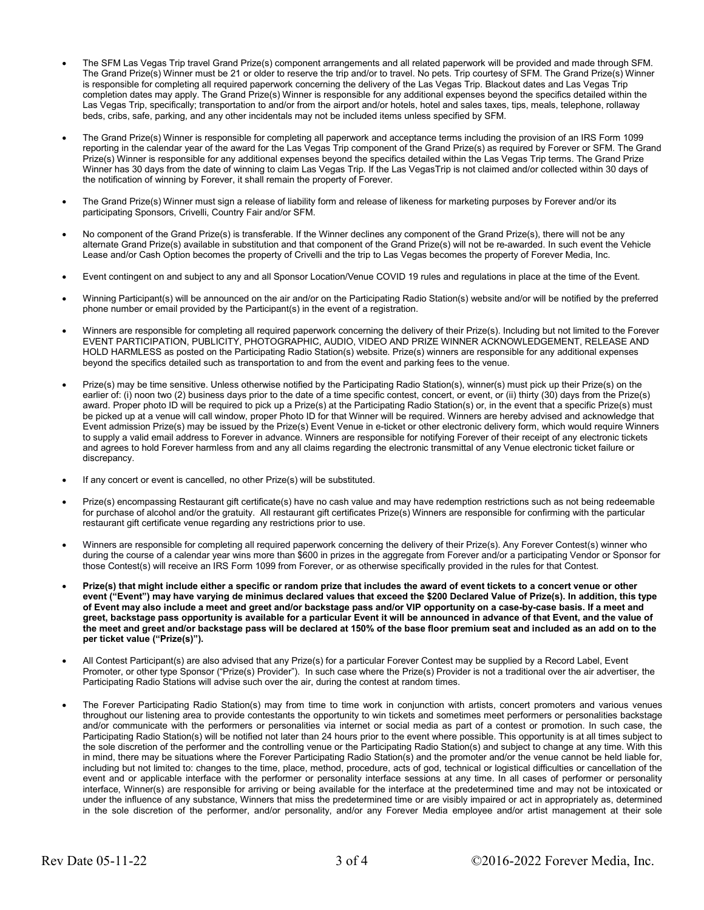- The SFM Las Vegas Trip travel Grand Prize(s) component arrangements and all related paperwork will be provided and made through SFM. The Grand Prize(s) Winner must be 21 or older to reserve the trip and/or to travel. No pets. Trip courtesy of SFM. The Grand Prize(s) Winner is responsible for completing all required paperwork concerning the delivery of the Las Vegas Trip. Blackout dates and Las Vegas Trip completion dates may apply. The Grand Prize(s) Winner is responsible for any additional expenses beyond the specifics detailed within the Las Vegas Trip, specifically; transportation to and/or from the airport and/or hotels, hotel and sales taxes, tips, meals, telephone, rollaway beds, cribs, safe, parking, and any other incidentals may not be included items unless specified by SFM.

- The Grand Prize(s) Winner is responsible for completing all paperwork and acceptance terms including the provision of an IRS Form 1099 reporting in the calendar year of the award for the Las Vegas Trip component of the Grand Prize(s) as required by Forever or SFM. The Grand Prize(s) Winner is responsible for any additional expenses beyond the specifics detailed within the Las Vegas Trip terms. The Grand Prize Winner has 30 days from the date of winning to claim Las Vegas Trip. If the Las VegasTrip is not claimed and/or collected within 30 days of the notification of winning by Forever, it shall remain the property of Forever.

- The Grand Prize(s) Winner must sign a release of liability form and release of likeness for marketing purposes by Forever and/or its participating Sponsors, Crivelli, Country Fair and/or SFM.

- No component of the Grand Prize(s) is transferable. If the Winner declines any component of the Grand Prize(s), there will not be any alternate Grand Prize(s) available in substitution and that component of the Grand Prize(s) will not be re-awarded. In such event the Vehicle Lease and/or Cash Option becomes the property of Crivelli and the trip to Las Vegas becomes the property of Forever Media, Inc.

- Event contingent on and subject to any and all Sponsor Location/Venue COVID 19 rules and regulations in place at the time of the Event.

- Winning Participant(s) will be announced on the air and/or on the Participating Radio Station(s) website and/or will be notified by the preferred phone number or email provided by the Participant(s) in the event of a registration.

- Winners are responsible for completing all required paperwork concerning the delivery of their Prize(s). Including but not limited to the Forever EVENT PARTICIPATION, PUBLICITY, PHOTOGRAPHIC, AUDIO, VIDEO AND PRIZE WINNER ACKNOWLEDGEMENT, RELEASE AND HOLD HARMLESS as posted on the Participating Radio Station(s) website. Prize(s) winners are responsible for any additional expenses beyond the specifics detailed such as transportation to and from the event and parking fees to the venue.

- Prize(s) may be time sensitive. Unless otherwise notified by the Participating Radio Station(s), winner(s) must pick up their Prize(s) on the earlier of: (i) noon two (2) business days prior to the date of a time specific contest, concert, or event, or (ii) thirty (30) days from the Prize(s) award. Proper photo ID will be required to pick up a Prize(s) at the Participating Radio Station(s) or, in the event that a specific Prize(s) must be picked up at a venue will call window, proper Photo ID for that Winner will be required. Winners are hereby advised and acknowledge that Event admission Prize(s) may be issued by the Prize(s) Event Venue in e-ticket or other electronic delivery form, which would require Winners to supply a valid email address to Forever in advance. Winners are responsible for notifying Forever of their receipt of any electronic tickets and agrees to hold Forever harmless from and any all claims regarding the electronic transmittal of any Venue electronic ticket failure or discrepancy.

- If any concert or event is cancelled, no other Prize(s) will be substituted.

- Prize(s) encompassing Restaurant gift certificate(s) have no cash value and may have redemption restrictions such as not being redeemable for purchase of alcohol and/or the gratuity. All restaurant gift certificates Prize(s) Winners are responsible for confirming with the particular restaurant gift certificate venue regarding any restrictions prior to use.

- Winners are responsible for completing all required paperwork concerning the delivery of their Prize(s). Any Forever Contest(s) winner who during the course of a calendar year wins more than $600 in prizes in the aggregate from Forever and/or a participating Vendor or Sponsor for those Contest(s) will receive an IRS Form 1099 from Forever, or as otherwise specifically provided in the rules for that Contest.

- **Prize(s) that might include either a specific or random prize that includes the award of event tickets to a concert venue or other event ("Event") may have varying de minimus declared values that exceed the $200 Declared Value of Prize(s). In addition, this type of Event may also include a meet and greet and/or backstage pass and/or VIP opportunity on a case-by-case basis. If a meet and greet, backstage pass opportunity is available for a particular Event it will be announced in advance of that Event, and the value of the meet and greet and/or backstage pass will be declared at 150% of the base floor premium seat and included as an add on to the per ticket value ("Prize(s)").**

- All Contest Participant(s) are also advised that any Prize(s) for a particular Forever Contest may be supplied by a Record Label, Event Promoter, or other type Sponsor ("Prize(s) Provider"). In such case where the Prize(s) Provider is not a traditional over the air advertiser, the Participating Radio Stations will advise such over the air, during the contest at random times.

- The Forever Participating Radio Station(s) may from time to time work in conjunction with artists, concert promoters and various venues throughout our listening area to provide contestants the opportunity to win tickets and sometimes meet performers or personalities backstage and/or communicate with the performers or personalities via internet or social media as part of a contest or promotion. In such case, the Participating Radio Station(s) will be notified not later than 24 hours prior to the event where possible. This opportunity is at all times subject to the sole discretion of the performer and the controlling venue or the Participating Radio Station(s) and subject to change at any time. With this in mind, there may be situations where the Forever Participating Radio Station(s) and the promoter and/or the venue cannot be held liable for, including but not limited to: changes to the time, place, method, procedure, acts of god, technical or logistical difficulties or cancellation of the event and or applicable interface with the performer or personality interface sessions at any time. In all cases of performer or personality interface, Winner(s) are responsible for arriving or being available for the interface at the predetermined time and may not be intoxicated or under the influence of any substance, Winners that miss the predetermined time or are visibly impaired or act in appropriately as, determined in the sole discretion of the performer, and/or personality, and/or any Forever Media employee and/or artist management at their sole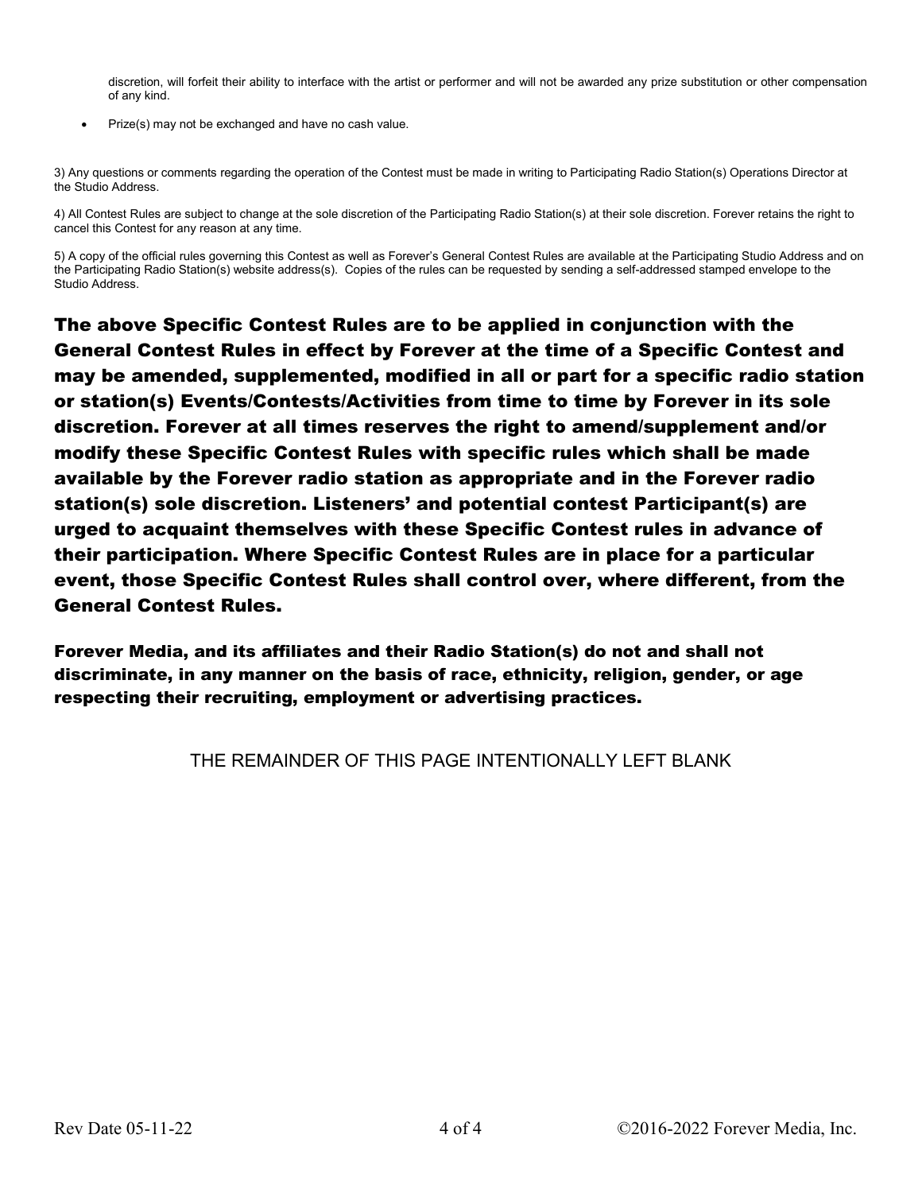discretion, will forfeit their ability to interface with the artist or performer and will not be awarded any prize substitution or other compensation of any kind.

- Prize(s) may not be exchanged and have no cash value.

3) Any questions or comments regarding the operation of the Contest must be made in writing to Participating Radio Station(s) Operations Director at the Studio Address.

4) All Contest Rules are subject to change at the sole discretion of the Participating Radio Station(s) at their sole discretion. Forever retains the right to cancel this Contest for any reason at any time.

5) A copy of the official rules governing this Contest as well as Forever's General Contest Rules are available at the Participating Studio Address and on the Participating Radio Station(s) website address(s). Copies of the rules can be requested by sending a self-addressed stamped envelope to the Studio Address.

**The above Specific Contest Rules are to be applied in conjunction with the General Contest Rules in effect by Forever at the time of a Specific Contest and may be amended, supplemented, modified in all or part for a specific radio station or station(s) Events/Contests/Activities from time to time by Forever in its sole discretion. Forever at all times reserves the right to amend/supplement and/or modify these Specific Contest Rules with specific rules which shall be made available by the Forever radio station as appropriate and in the Forever radio station(s) sole discretion. Listeners' and potential contest Participant(s) are urged to acquaint themselves with these Specific Contest rules in advance of their participation. Where Specific Contest Rules are in place for a particular event, those Specific Contest Rules shall control over, where different, from the General Contest Rules.**

**Forever Media, and its affiliates and their Radio Station(s) do not and shall not discriminate, in any manner on the basis of race, ethnicity, religion, gender, or age respecting their recruiting, employment or advertising practices.**

THE REMAINDER OF THIS PAGE INTENTIONALLY LEFT BLANK